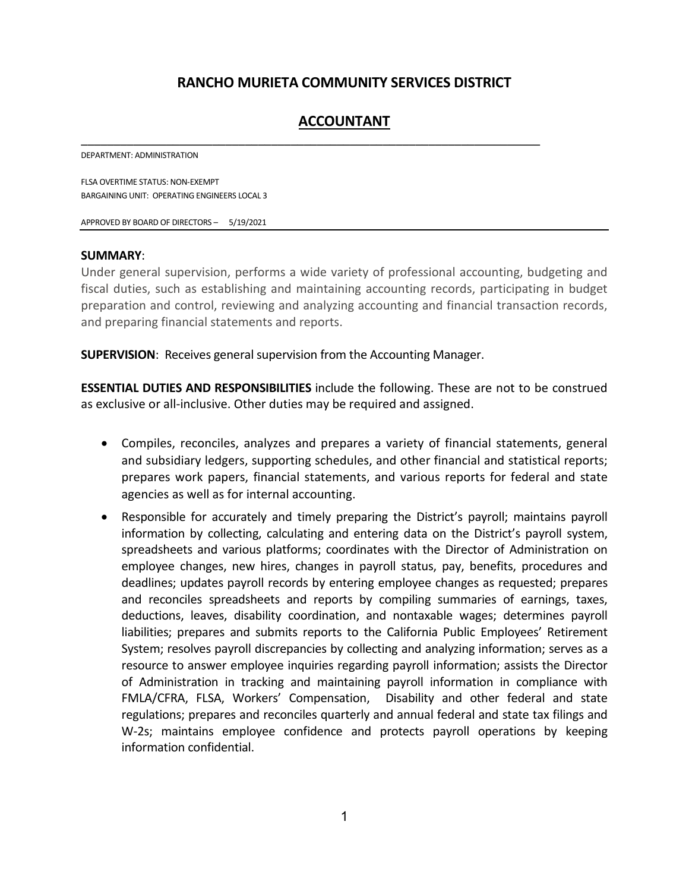# RANCHO MURIETA COMMUNITY SERVICES DISTRICT

## ACCOUNTANT

DEPARTMENT: ADMINISTRATION

FLSA OVERTIME STATUS: NON-EXEMPT
BARGAINING UNIT: OPERATING ENGINEERS LOCAL 3

APPROVED BY BOARD OF DIRECTORS – 5/19/2021

**SUMMARY**:
Under general supervision, performs a wide variety of professional accounting, budgeting and fiscal duties, such as establishing and maintaining accounting records, participating in budget preparation and control, reviewing and analyzing accounting and financial transaction records, and preparing financial statements and reports.

**SUPERVISION**: Receives general supervision from the Accounting Manager.

**ESSENTIAL DUTIES AND RESPONSIBILITIES** include the following. These are not to be construed as exclusive or all-inclusive. Other duties may be required and assigned.

- Compiles, reconciles, analyzes and prepares a variety of financial statements, general and subsidiary ledgers, supporting schedules, and other financial and statistical reports; prepares work papers, financial statements, and various reports for federal and state agencies as well as for internal accounting.
- Responsible for accurately and timely preparing the District's payroll; maintains payroll information by collecting, calculating and entering data on the District's payroll system, spreadsheets and various platforms; coordinates with the Director of Administration on employee changes, new hires, changes in payroll status, pay, benefits, procedures and deadlines; updates payroll records by entering employee changes as requested; prepares and reconciles spreadsheets and reports by compiling summaries of earnings, taxes, deductions, leaves, disability coordination, and nontaxable wages; determines payroll liabilities; prepares and submits reports to the California Public Employees' Retirement System; resolves payroll discrepancies by collecting and analyzing information; serves as a resource to answer employee inquiries regarding payroll information; assists the Director of Administration in tracking and maintaining payroll information in compliance with FMLA/CFRA, FLSA, Workers' Compensation, Disability and other federal and state regulations; prepares and reconciles quarterly and annual federal and state tax filings and W-2s; maintains employee confidence and protects payroll operations by keeping information confidential.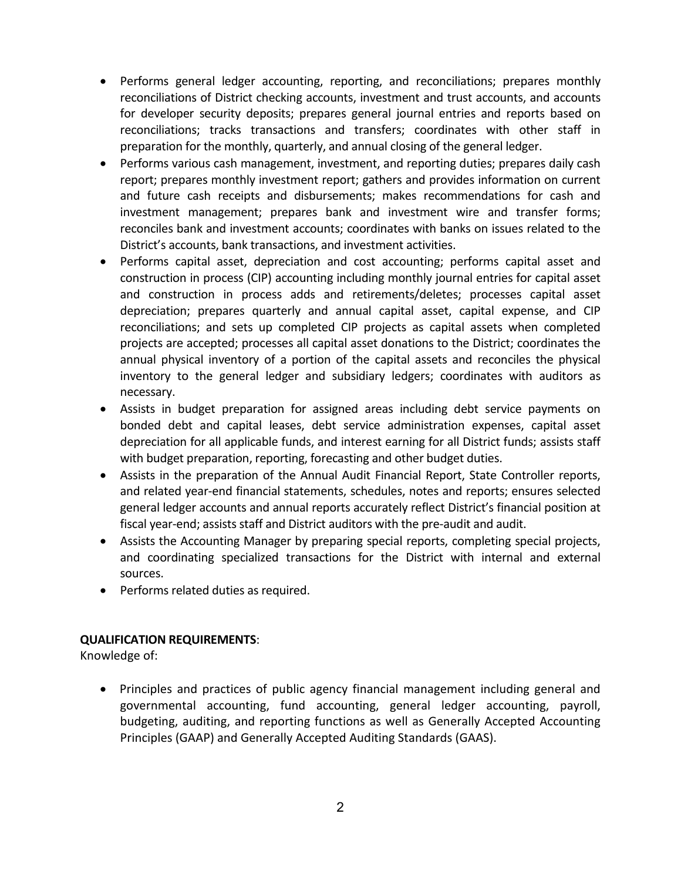- Performs general ledger accounting, reporting, and reconciliations; prepares monthly reconciliations of District checking accounts, investment and trust accounts, and accounts for developer security deposits; prepares general journal entries and reports based on reconciliations; tracks transactions and transfers; coordinates with other staff in preparation for the monthly, quarterly, and annual closing of the general ledger.
- Performs various cash management, investment, and reporting duties; prepares daily cash report; prepares monthly investment report; gathers and provides information on current and future cash receipts and disbursements; makes recommendations for cash and investment management; prepares bank and investment wire and transfer forms; reconciles bank and investment accounts; coordinates with banks on issues related to the District's accounts, bank transactions, and investment activities.
- Performs capital asset, depreciation and cost accounting; performs capital asset and construction in process (CIP) accounting including monthly journal entries for capital asset and construction in process adds and retirements/deletes; processes capital asset depreciation; prepares quarterly and annual capital asset, capital expense, and CIP reconciliations; and sets up completed CIP projects as capital assets when completed projects are accepted; processes all capital asset donations to the District; coordinates the annual physical inventory of a portion of the capital assets and reconciles the physical inventory to the general ledger and subsidiary ledgers; coordinates with auditors as necessary.
- Assists in budget preparation for assigned areas including debt service payments on bonded debt and capital leases, debt service administration expenses, capital asset depreciation for all applicable funds, and interest earning for all District funds; assists staff with budget preparation, reporting, forecasting and other budget duties.
- Assists in the preparation of the Annual Audit Financial Report, State Controller reports, and related year-end financial statements, schedules, notes and reports; ensures selected general ledger accounts and annual reports accurately reflect District's financial position at fiscal year-end; assists staff and District auditors with the pre-audit and audit.
- Assists the Accounting Manager by preparing special reports, completing special projects, and coordinating specialized transactions for the District with internal and external sources.
- Performs related duties as required.

**QUALIFICATION REQUIREMENTS**:

Knowledge of:

- Principles and practices of public agency financial management including general and governmental accounting, fund accounting, general ledger accounting, payroll, budgeting, auditing, and reporting functions as well as Generally Accepted Accounting Principles (GAAP) and Generally Accepted Auditing Standards (GAAS).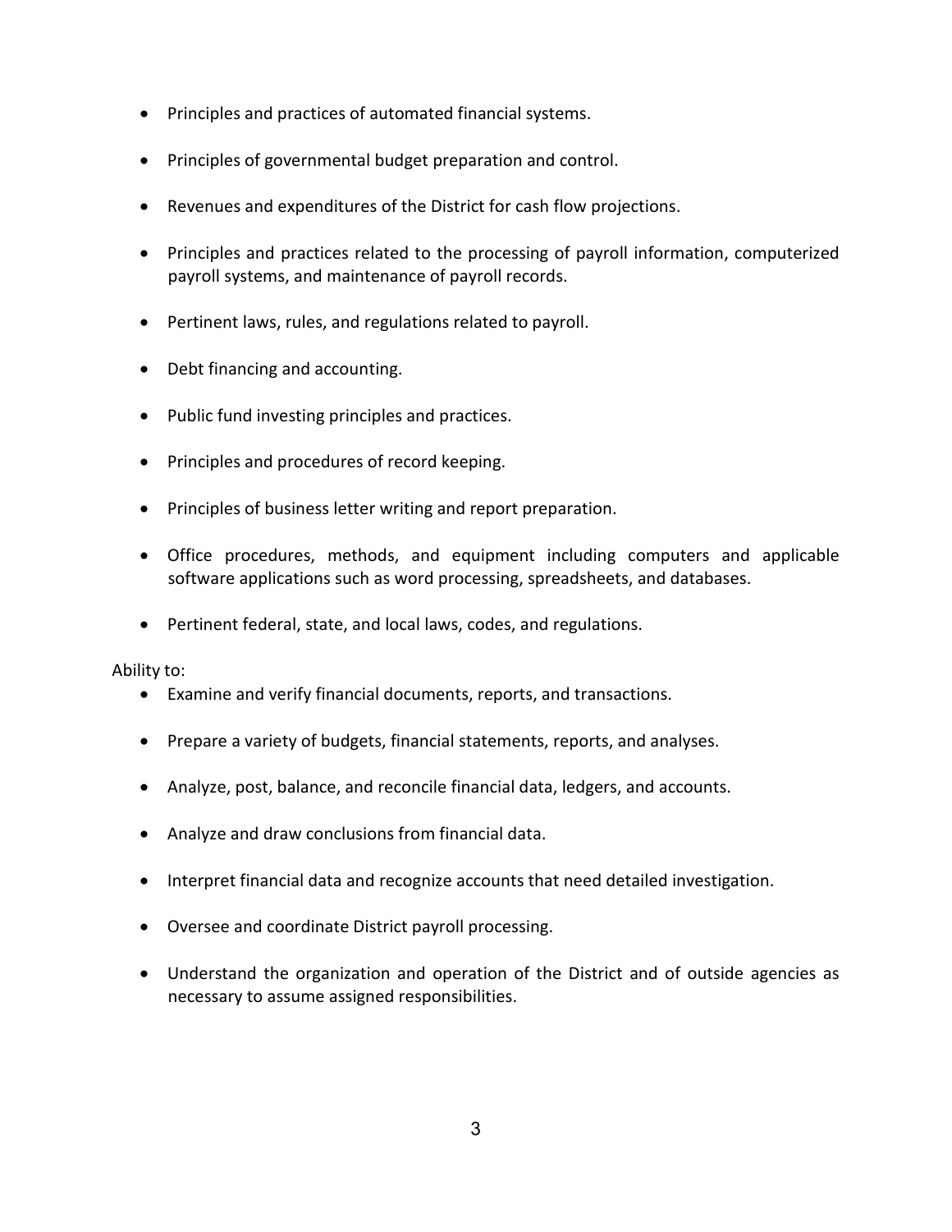- Principles and practices of automated financial systems.
- Principles of governmental budget preparation and control.
- Revenues and expenditures of the District for cash flow projections.
- Principles and practices related to the processing of payroll information, computerized payroll systems, and maintenance of payroll records.
- Pertinent laws, rules, and regulations related to payroll.
- Debt financing and accounting.
- Public fund investing principles and practices.
- Principles and procedures of record keeping.
- Principles of business letter writing and report preparation.
- Office procedures, methods, and equipment including computers and applicable software applications such as word processing, spreadsheets, and databases.
- Pertinent federal, state, and local laws, codes, and regulations.

Ability to:

- Examine and verify financial documents, reports, and transactions.
- Prepare a variety of budgets, financial statements, reports, and analyses.
- Analyze, post, balance, and reconcile financial data, ledgers, and accounts.
- Analyze and draw conclusions from financial data.
- Interpret financial data and recognize accounts that need detailed investigation.
- Oversee and coordinate District payroll processing.
- Understand the organization and operation of the District and of outside agencies as necessary to assume assigned responsibilities.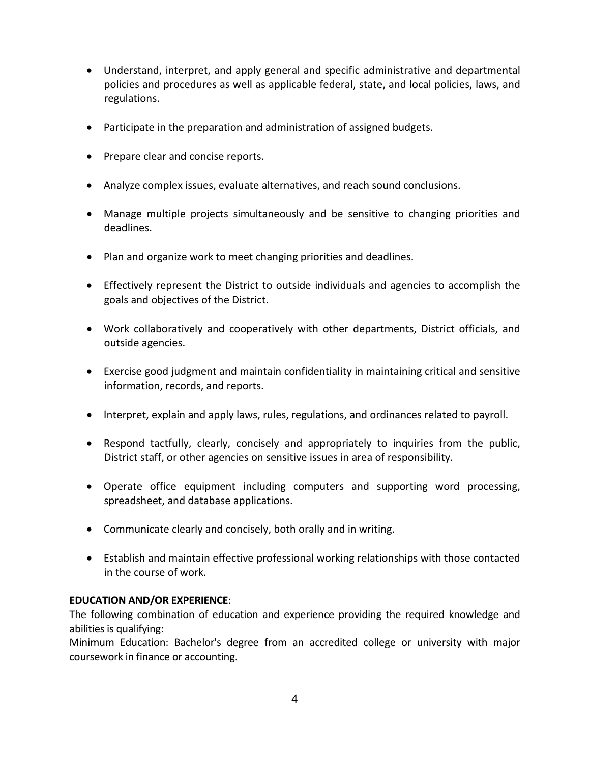- Understand, interpret, and apply general and specific administrative and departmental policies and procedures as well as applicable federal, state, and local policies, laws, and regulations.

- Participate in the preparation and administration of assigned budgets.

- Prepare clear and concise reports.

- Analyze complex issues, evaluate alternatives, and reach sound conclusions.

- Manage multiple projects simultaneously and be sensitive to changing priorities and deadlines.

- Plan and organize work to meet changing priorities and deadlines.

- Effectively represent the District to outside individuals and agencies to accomplish the goals and objectives of the District.

- Work collaboratively and cooperatively with other departments, District officials, and outside agencies.

- Exercise good judgment and maintain confidentiality in maintaining critical and sensitive information, records, and reports.

- Interpret, explain and apply laws, rules, regulations, and ordinances related to payroll.

- Respond tactfully, clearly, concisely and appropriately to inquiries from the public, District staff, or other agencies on sensitive issues in area of responsibility.

- Operate office equipment including computers and supporting word processing, spreadsheet, and database applications.

- Communicate clearly and concisely, both orally and in writing.

- Establish and maintain effective professional working relationships with those contacted in the course of work.

**EDUCATION AND/OR EXPERIENCE**:

The following combination of education and experience providing the required knowledge and abilities is qualifying:

Minimum Education: Bachelor's degree from an accredited college or university with major coursework in finance or accounting.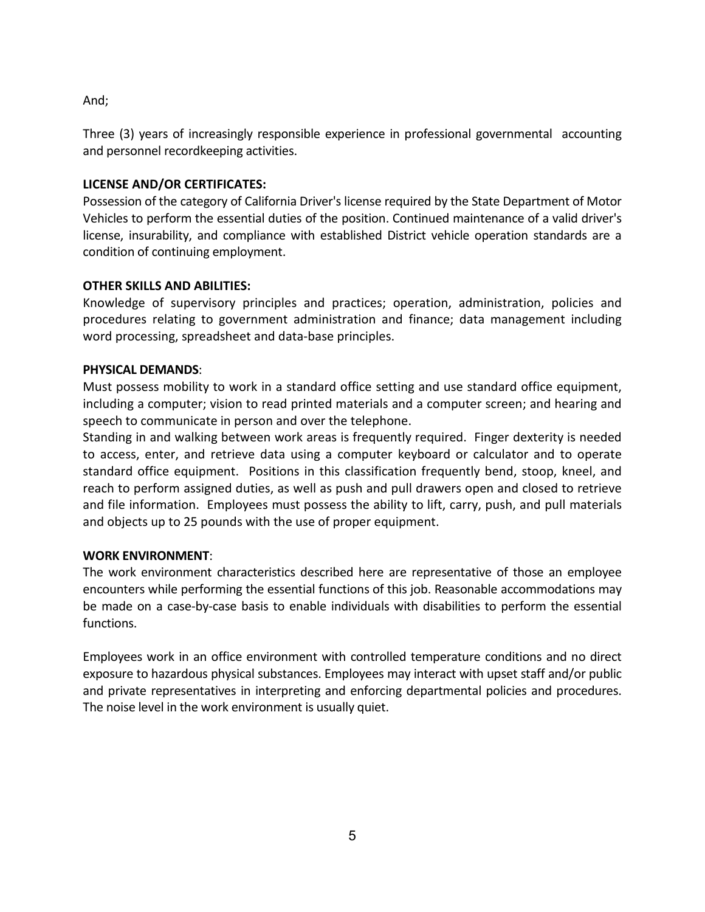And;

Three (3) years of increasingly responsible experience in professional governmental accounting and personnel recordkeeping activities.

**LICENSE AND/OR CERTIFICATES:**
Possession of the category of California Driver's license required by the State Department of Motor Vehicles to perform the essential duties of the position. Continued maintenance of a valid driver's license, insurability, and compliance with established District vehicle operation standards are a condition of continuing employment.

**OTHER SKILLS AND ABILITIES:**
Knowledge of supervisory principles and practices; operation, administration, policies and procedures relating to government administration and finance; data management including word processing, spreadsheet and data-base principles.

**PHYSICAL DEMANDS**:
Must possess mobility to work in a standard office setting and use standard office equipment, including a computer; vision to read printed materials and a computer screen; and hearing and speech to communicate in person and over the telephone.
Standing in and walking between work areas is frequently required. Finger dexterity is needed to access, enter, and retrieve data using a computer keyboard or calculator and to operate standard office equipment. Positions in this classification frequently bend, stoop, kneel, and reach to perform assigned duties, as well as push and pull drawers open and closed to retrieve and file information. Employees must possess the ability to lift, carry, push, and pull materials and objects up to 25 pounds with the use of proper equipment.

**WORK ENVIRONMENT**:
The work environment characteristics described here are representative of those an employee encounters while performing the essential functions of this job. Reasonable accommodations may be made on a case-by-case basis to enable individuals with disabilities to perform the essential functions.

Employees work in an office environment with controlled temperature conditions and no direct exposure to hazardous physical substances. Employees may interact with upset staff and/or public and private representatives in interpreting and enforcing departmental policies and procedures. The noise level in the work environment is usually quiet.